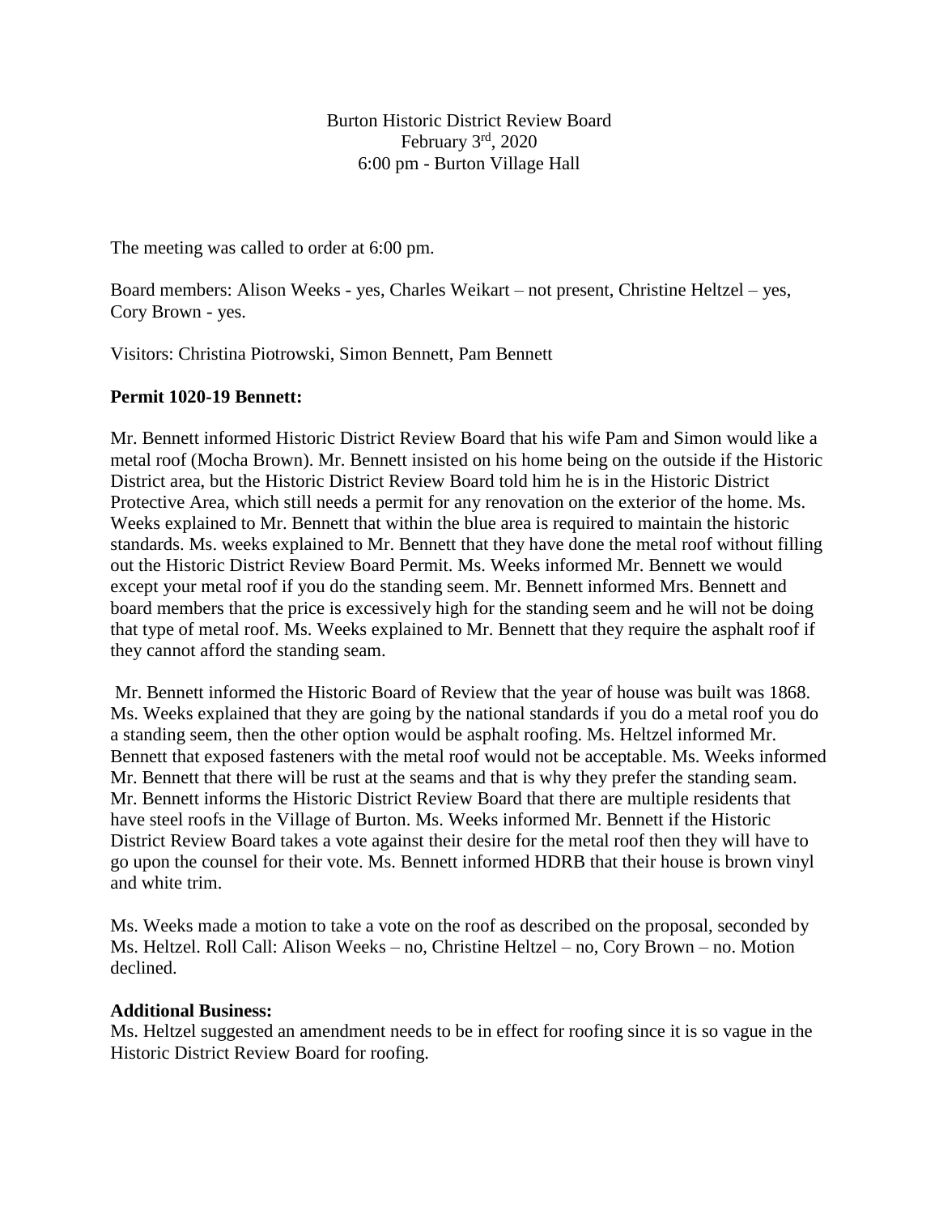Burton Historic District Review Board
February 3rd, 2020
6:00 pm - Burton Village Hall

The meeting was called to order at 6:00 pm.

Board members: Alison Weeks - yes, Charles Weikart – not present, Christine Heltzel – yes, Cory Brown - yes.

Visitors: Christina Piotrowski, Simon Bennett, Pam Bennett

**Permit 1020-19 Bennett:**

Mr. Bennett informed Historic District Review Board that his wife Pam and Simon would like a metal roof (Mocha Brown). Mr. Bennett insisted on his home being on the outside if the Historic District area, but the Historic District Review Board told him he is in the Historic District Protective Area, which still needs a permit for any renovation on the exterior of the home. Ms. Weeks explained to Mr. Bennett that within the blue area is required to maintain the historic standards. Ms. weeks explained to Mr. Bennett that they have done the metal roof without filling out the Historic District Review Board Permit. Ms. Weeks informed Mr. Bennett we would except your metal roof if you do the standing seem. Mr. Bennett informed Mrs. Bennett and board members that the price is excessively high for the standing seem and he will not be doing that type of metal roof. Ms. Weeks explained to Mr. Bennett that they require the asphalt roof if they cannot afford the standing seam.

Mr. Bennett informed the Historic Board of Review that the year of house was built was 1868. Ms. Weeks explained that they are going by the national standards if you do a metal roof you do a standing seem, then the other option would be asphalt roofing. Ms. Heltzel informed Mr. Bennett that exposed fasteners with the metal roof would not be acceptable. Ms. Weeks informed Mr. Bennett that there will be rust at the seams and that is why they prefer the standing seam. Mr. Bennett informs the Historic District Review Board that there are multiple residents that have steel roofs in the Village of Burton. Ms. Weeks informed Mr. Bennett if the Historic District Review Board takes a vote against their desire for the metal roof then they will have to go upon the counsel for their vote. Ms. Bennett informed HDRB that their house is brown vinyl and white trim.

Ms. Weeks made a motion to take a vote on the roof as described on the proposal, seconded by Ms. Heltzel. Roll Call: Alison Weeks – no, Christine Heltzel – no, Cory Brown – no. Motion declined.

**Additional Business:**

Ms. Heltzel suggested an amendment needs to be in effect for roofing since it is so vague in the Historic District Review Board for roofing.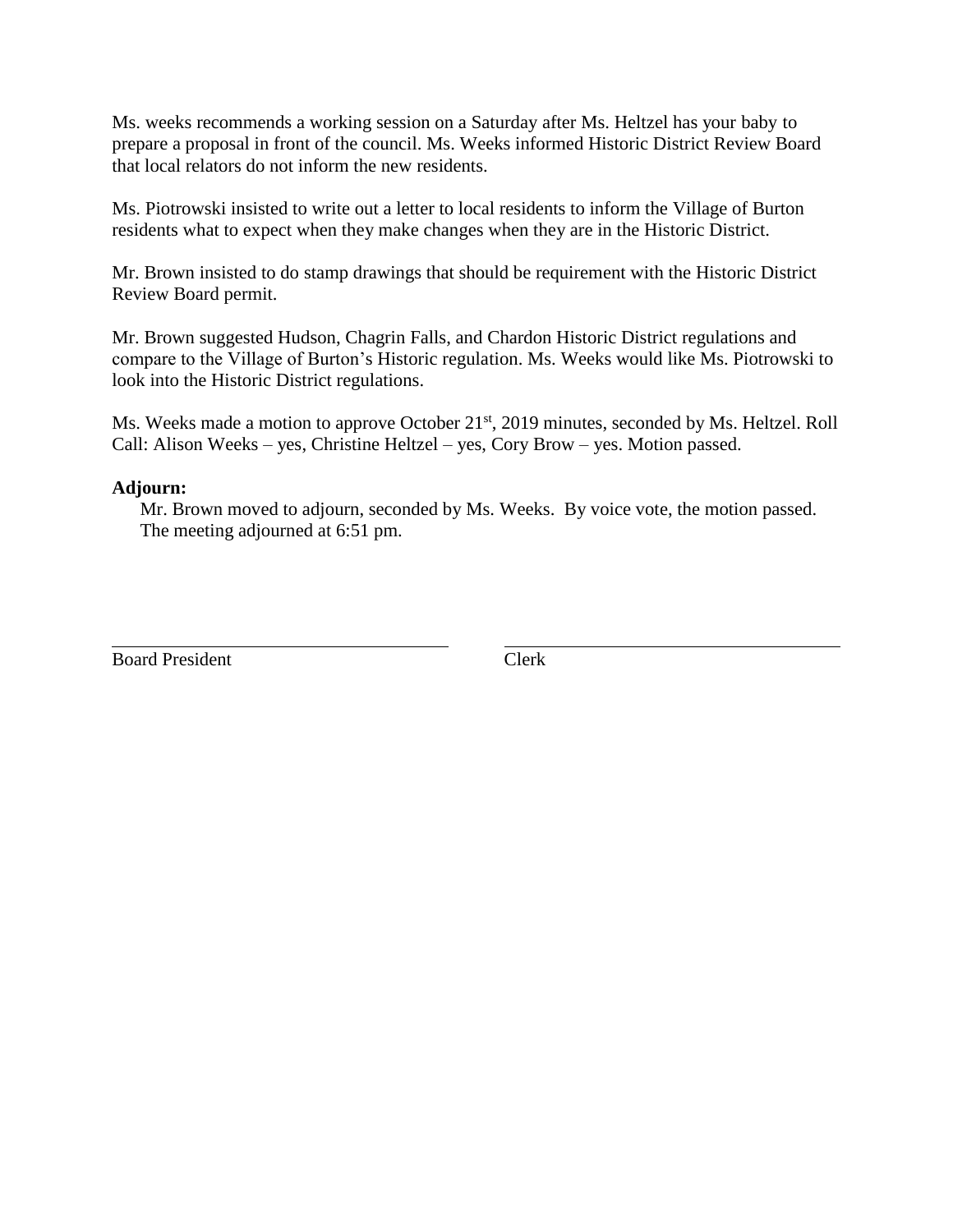Ms. weeks recommends a working session on a Saturday after Ms. Heltzel has your baby to prepare a proposal in front of the council. Ms. Weeks informed Historic District Review Board that local relators do not inform the new residents.

Ms. Piotrowski insisted to write out a letter to local residents to inform the Village of Burton residents what to expect when they make changes when they are in the Historic District.

Mr. Brown insisted to do stamp drawings that should be requirement with the Historic District Review Board permit.

Mr. Brown suggested Hudson, Chagrin Falls, and Chardon Historic District regulations and compare to the Village of Burton's Historic regulation. Ms. Weeks would like Ms. Piotrowski to look into the Historic District regulations.

Ms. Weeks made a motion to approve October 21st, 2019 minutes, seconded by Ms. Heltzel. Roll Call: Alison Weeks – yes, Christine Heltzel – yes, Cory Brow – yes. Motion passed.

**Adjourn:**

Mr. Brown moved to adjourn, seconded by Ms. Weeks. By voice vote, the motion passed. The meeting adjourned at 6:51 pm.

Board President

Clerk